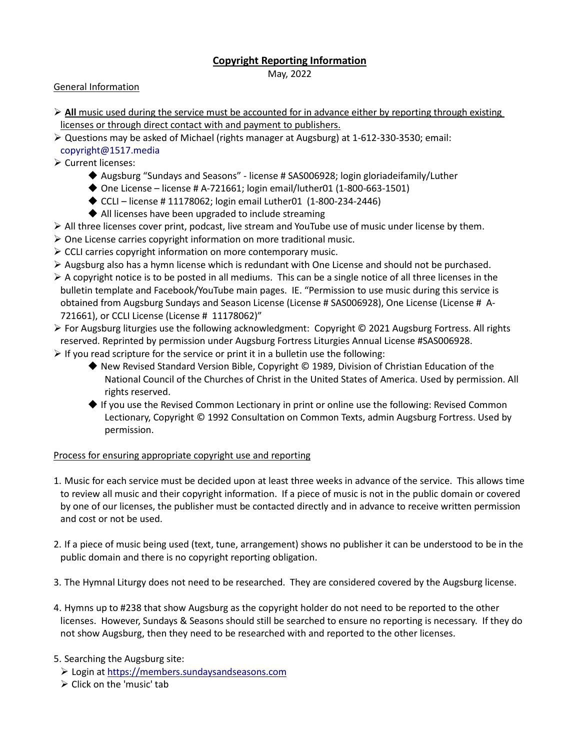# Copyright Reporting Information

May, 2022

## General Information

- **All** music used during the service must be accounted for in advance either by reporting through existing licenses or through direct contact with and payment to publishers.
- Questions may be asked of Michael (rights manager at Augsburg) at 1-612-330-3530; email: copyright@1517.media
- Current licenses:
  - Augsburg "Sundays and Seasons" - license # SAS006928; login gloriadeifamily/Luther
  - One License – license # A-721661; login email/luther01 (1-800-663-1501)
  - CCLI – license # 11178062; login email Luther01 (1-800-234-2446)
  - All licenses have been upgraded to include streaming
- All three licenses cover print, podcast, live stream and YouTube use of music under license by them.
- One License carries copyright information on more traditional music.
- CCLI carries copyright information on more contemporary music.
- Augsburg also has a hymn license which is redundant with One License and should not be purchased.
- A copyright notice is to be posted in all mediums. This can be a single notice of all three licenses in the bulletin template and Facebook/YouTube main pages. IE. "Permission to use music during this service is obtained from Augsburg Sundays and Season License (License # SAS006928), One License (License # A-721661), or CCLI License (License # 11178062)"
- For Augsburg liturgies use the following acknowledgment: Copyright © 2021 Augsburg Fortress. All rights reserved. Reprinted by permission under Augsburg Fortress Liturgies Annual License #SAS006928.
- If you read scripture for the service or print it in a bulletin use the following:
  - New Revised Standard Version Bible, Copyright © 1989, Division of Christian Education of the National Council of the Churches of Christ in the United States of America. Used by permission. All rights reserved.
  - If you use the Revised Common Lectionary in print or online use the following: Revised Common Lectionary, Copyright © 1992 Consultation on Common Texts, admin Augsburg Fortress. Used by permission.

## Process for ensuring appropriate copyright use and reporting

1. Music for each service must be decided upon at least three weeks in advance of the service. This allows time to review all music and their copyright information. If a piece of music is not in the public domain or covered by one of our licenses, the publisher must be contacted directly and in advance to receive written permission and cost or not be used.

2. If a piece of music being used (text, tune, arrangement) shows no publisher it can be understood to be in the public domain and there is no copyright reporting obligation.

3. The Hymnal Liturgy does not need to be researched. They are considered covered by the Augsburg license.

4. Hymns up to #238 that show Augsburg as the copyright holder do not need to be reported to the other licenses. However, Sundays & Seasons should still be searched to ensure no reporting is necessary. If they do not show Augsburg, then they need to be researched with and reported to the other licenses.

5. Searching the Augsburg site:
   - Login at https://members.sundaysandseasons.com
   - Click on the 'music' tab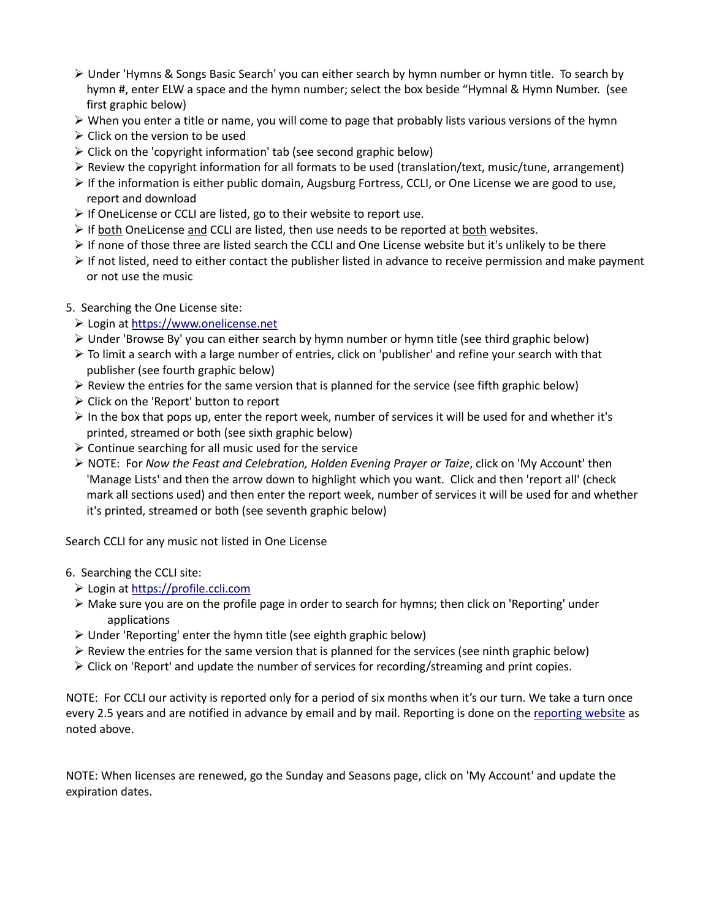- Under 'Hymns & Songs Basic Search' you can either search by hymn number or hymn title. To search by hymn #, enter ELW a space and the hymn number; select the box beside "Hymnal & Hymn Number. (see first graphic below)
- When you enter a title or name, you will come to page that probably lists various versions of the hymn
- Click on the version to be used
- Click on the 'copyright information' tab (see second graphic below)
- Review the copyright information for all formats to be used (translation/text, music/tune, arrangement)
- If the information is either public domain, Augsburg Fortress, CCLI, or One License we are good to use, report and download
- If OneLicense or CCLI are listed, go to their website to report use.
- If <u>both</u> OneLicense <u>and</u> CCLI are listed, then use needs to be reported at <u>both</u> websites.
- If none of those three are listed search the CCLI and One License website but it's unlikely to be there
- If not listed, need to either contact the publisher listed in advance to receive permission and make payment or not use the music

5. Searching the One License site:
   - Login at [https://www.onelicense.net](https://www.onelicense.net)
   - Under 'Browse By' you can either search by hymn number or hymn title (see third graphic below)
   - To limit a search with a large number of entries, click on 'publisher' and refine your search with that publisher (see fourth graphic below)
   - Review the entries for the same version that is planned for the service (see fifth graphic below)
   - Click on the 'Report' button to report
   - In the box that pops up, enter the report week, number of services it will be used for and whether it's printed, streamed or both (see sixth graphic below)
   - Continue searching for all music used for the service
   - NOTE: For *Now the Feast and Celebration, Holden Evening Prayer or Taize*, click on 'My Account' then 'Manage Lists' and then the arrow down to highlight which you want. Click and then 'report all' (check mark all sections used) and then enter the report week, number of services it will be used for and whether it's printed, streamed or both (see seventh graphic below)

Search CCLI for any music not listed in One License

6. Searching the CCLI site:
   - Login at [https://profile.ccli.com](https://profile.ccli.com)
   - Make sure you are on the profile page in order to search for hymns; then click on 'Reporting' under applications
   - Under 'Reporting' enter the hymn title (see eighth graphic below)
   - Review the entries for the same version that is planned for the services (see ninth graphic below)
   - Click on 'Report' and update the number of services for recording/streaming and print copies.

NOTE: For CCLI our activity is reported only for a period of six months when it's our turn. We take a turn once every 2.5 years and are notified in advance by email and by mail. Reporting is done on the [reporting website]() as noted above.

NOTE: When licenses are renewed, go the Sunday and Seasons page, click on 'My Account' and update the expiration dates.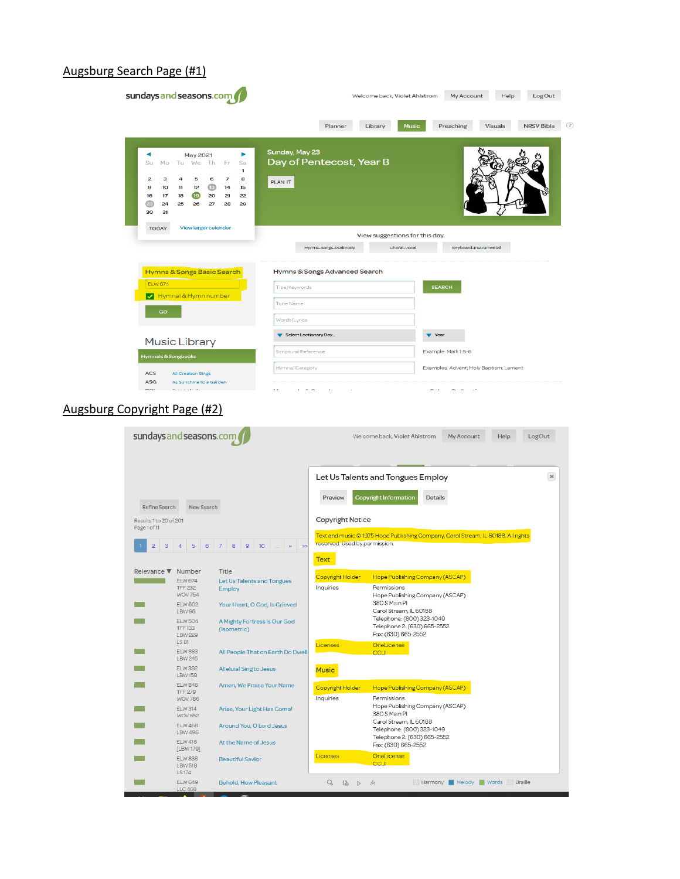## Augsburg Search Page (#1)

sundaysandseasons.com

Welcome back, Violet Ahlstrom | My Account | Help | Log Out

Planner | Library | Music | Preaching | Visuals | NRSV Bible

May 2021

| Su | Mo | Tu | We | Th | Fr | Sa |
|---|---|---|---|---|---|---|
| | | | | | | 1 |
| 2 | 3 | 4 | 5 | 6 | 7 | 8 |
| 9 | 10 | 11 | 12 | 13 | 14 | 15 |
| 16 | 17 | 18 | 19 | 20 | 21 | 22 |
| 23 | 24 | 25 | 26 | 27 | 28 | 29 |
| 30 | 31 | | | | | |

TODAY | View larger calendar

Sunday, May 23

Day of Pentecost, Year B

PLAN IT

View suggestions for this day.

Hymns-Songs-Psalmody | Choral-Vocal | Keyboard-Instrumental

**Hymns & Songs Basic Search**

ELW 674

Hymnal & Hymn number

GO

**Hymns & Songs Advanced Search**

Title/Keywords — SEARCH

Tune Name

Words/Lyrics

Select Lectionary Day... | Year

Scriptural Reference — Example: Mark 1:5-6

Hymnal Category — Examples: Advent; Holy Baptism; Lament

**Music Library**

Hymnals & Songbooks

ACS — All Creation Sings

ASG — As Sunshine to a Garden

## Augsburg Copyright Page (#2)

sundaysandseasons.com

Welcome back, Violet Ahlstrom | My Account | Help | Log Out

Refine Search | New Search

Results 1 to 20 of 201

Page 1 of 11

1 2 3 4 5 6 7 8 9 10 ... » »»

| Relevance | Number | Title |
|---|---|---|
| | ELW 674, TFF 232, WOV 754 | Let Us Talents and Tongues Employ |
| | ELW 602, LBW 96 | Your Heart, O God, Is Grieved |
| | ELW 504, TFF 133, LBW 229, LS 81 | A Mighty Fortress Is Our God (isometric) |
| | ELW 883, LBW 245 | All People That on Earth Do Dwell |
| | ELW 392, LBW 158 | Alleluia! Sing to Jesus |
| | ELW 846, TFF 279, WOV 786 | Amen, We Praise Your Name |
| | ELW 314, WOV 652 | Arise, Your Light Has Come! |
| | ELW 468, LBW 496 | Around You, O Lord Jesus |
| | ELW 416, [LBW 179] | At the Name of Jesus |
| | ELW 838, LBW 518, LS 174 | Beautiful Savior |
| | ELW 649, LLC 468 | Behold, How Pleasant |

**Let Us Talents and Tongues Employ**

Preview | Copyright Information | Details

**Copyright Notice**

Text and music © 1975 Hope Publishing Company, Carol Stream, IL 60188. All rights reserved. Used by permission.

**Text**

| | |
|---|---|
| Copyright Holder | Hope Publishing Company (ASCAP) |
| Inquiries | Permissions<br>Hope Publishing Company (ASCAP)<br>380 S Main Pl<br>Carol Stream, IL 60188<br>Telephone: (800) 323-1049<br>Telephone 2: (630) 665-2552<br>Fax: (630) 665-2552 |
| Licenses | OneLicense<br>CCLI |

**Music**

| | |
|---|---|
| Copyright Holder | Hope Publishing Company (ASCAP) |
| Inquiries | Permissions<br>Hope Publishing Company (ASCAP)<br>380 S Main Pl<br>Carol Stream, IL 60188<br>Telephone: (800) 323-1049<br>Telephone 2: (630) 665-2552<br>Fax: (630) 665-2552 |
| Licenses | OneLicense<br>CCLI |

Harmony | Melody | Words | Braille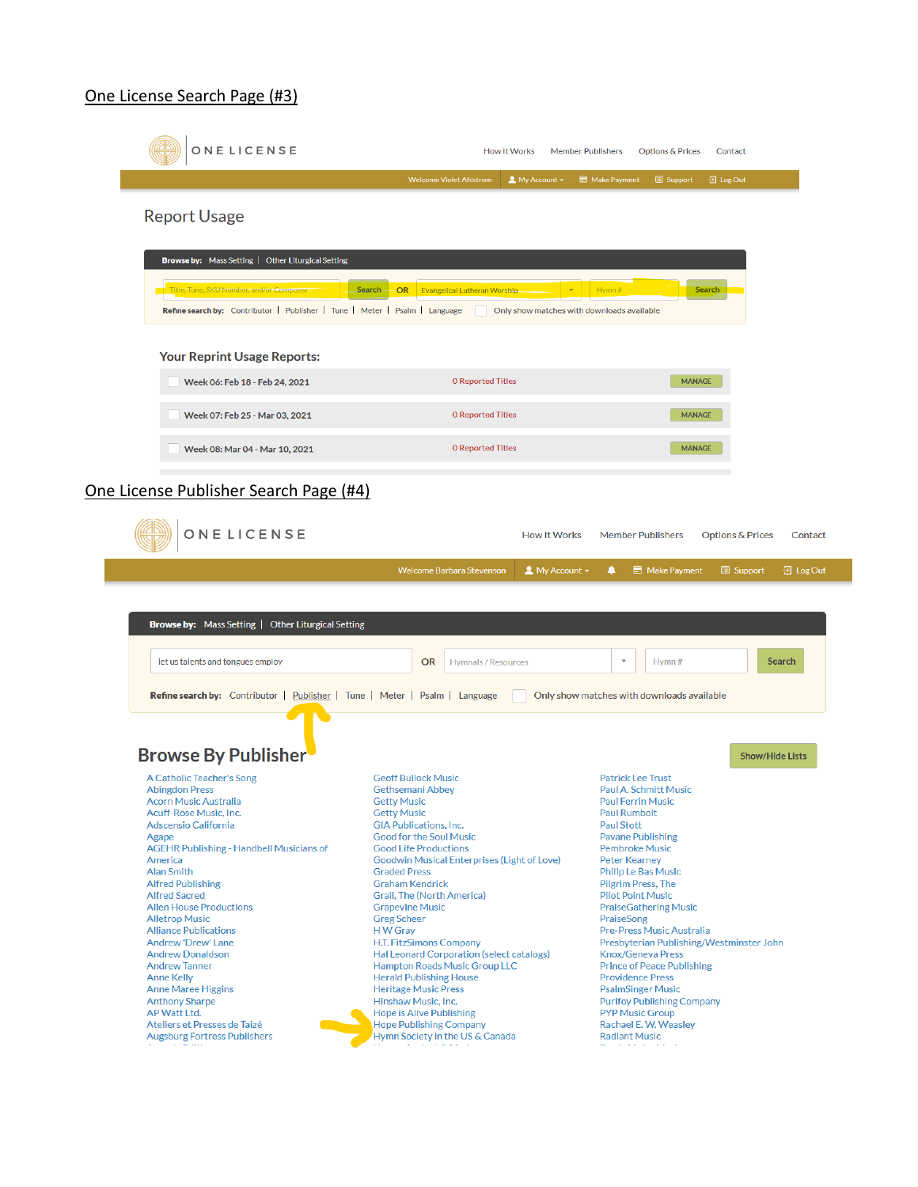One License Search Page (#3)

ONE LICENSE

How It Works | Member Publishers | Options & Prices | Contact

Welcome Violet Ahlstrom | My Account | Make Payment | Support | Log Out

## Report Usage

**Browse by:** Mass Setting | Other Liturgical Setting

Title, Tune, SKU Number, and/or Composer | Search | OR | Evangelical Lutheran Worship | Hymn # | Search

**Refine search by:** Contributor | Publisher | Tune | Meter | Psalm | Language | Only show matches with downloads available

### Your Reprint Usage Reports:

| Week | Reported Titles | |
|---|---|---|
| Week 06: Feb 18 - Feb 24, 2021 | 0 Reported Titles | MANAGE |
| Week 07: Feb 25 - Mar 03, 2021 | 0 Reported Titles | MANAGE |
| Week 08: Mar 04 - Mar 10, 2021 | 0 Reported Titles | MANAGE |

One License Publisher Search Page (#4)

ONE LICENSE

How It Works | Member Publishers | Options & Prices | Contact

Welcome Barbara Stevenson | My Account | Make Payment | Support | Log Out

**Browse by:** Mass Setting | Other Liturgical Setting

let us talents and tongues employ | OR | Hymnals / Resources | Hymn # | Search

**Refine search by:** Contributor | Publisher | Tune | Meter | Psalm | Language | Only show matches with downloads available

## Browse By Publisher

Show/Hide Lists

A Catholic Teacher's Song
Abingdon Press
Acorn Music Australia
Acuff-Rose Music, Inc.
Adscensio California
Agape
AGEHR Publishing - Handbell Musicians of America
Alan Smith
Alfred Publishing
Alfred Sacred
Allen House Productions
Alletrop Music
Alliance Publications
Andrew 'Drew' Lane
Andrew Donaldson
Andrew Tanner
Anne Kelly
Anne Maree Higgins
Anthony Sharpe
AP Watt Ltd.
Ateliers et Presses de Taizé
Augsburg Fortress Publishers

Geoff Bullock Music
Gethsemani Abbey
Getty Music
Getty Music
GIA Publications, Inc.
Good for the Soul Music
Good Life Productions
Goodwin Musical Enterprises (Light of Love)
Graded Press
Graham Kendrick
Grail, The (North America)
Grapevine Music
Greg Scheer
H W Gray
H.T. FitzSimons Company
Hal Leonard Corporation (select catalogs)
Hampton Roads Music Group LLC
Herald Publishing House
Heritage Music Press
Hinshaw Music, Inc.
Hope is Alive Publishing
Hope Publishing Company
Hymn Society in the US & Canada

Patrick Lee Trust
Paul A. Schmitt Music
Paul Ferrin Music
Paul Rumbolt
Paul Stott
Pavane Publishing
Pembroke Music
Peter Kearney
Philip Le Bas Music
Pilgrim Press, The
Pilot Point Music
PraiseGathering Music
PraiseSong
Pre-Press Music Australia
Presbyterian Publishing/Westminster John Knox/Geneva Press
Prince of Peace Publishing
Providence Press
PsalmSinger Music
Purifoy Publishing Company
PYP Music Group
Rachael E. W. Weasley
Radiant Music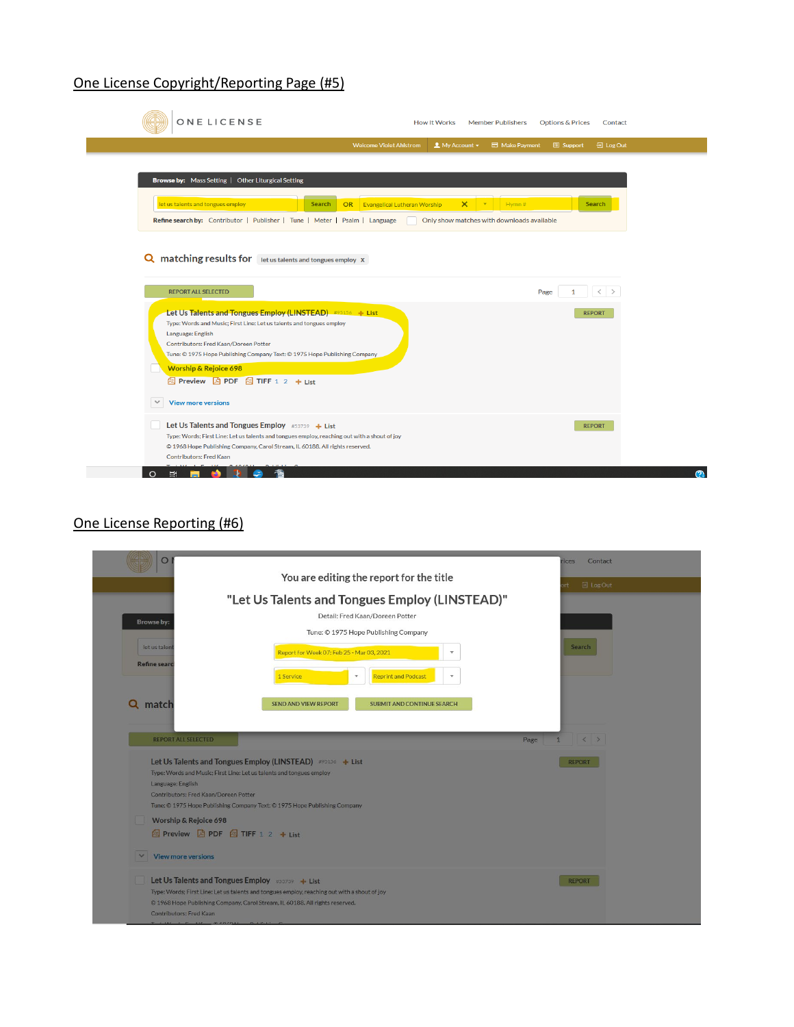## One License Copyright/Reporting Page (#5)

ONE LICENSE

How It Works | Member Publishers | Options & Prices | Contact

Welcome Violet Ahlstrom | My Account | Make Payment | Support | Log Out

Browse by: Mass Setting | Other Liturgical Setting

let us talents and tongues employ | Search | OR | Evangelical Lutheran Worship | Hymn # | Search

Refine search by: Contributor | Publisher | Tune | Meter | Psalm | Language | Only show matches with downloads available

matching results for: let us talents and tongues employ x

REPORT ALL SELECTED | Page 1

**Let Us Talents and Tongues Employ (LINSTEAD)** #95156 + List | REPORT

Type: Words and Music; First Line: Let us talents and tongues employ

Language: English

Contributors: Fred Kaan/Doreen Potter

Tune: © 1975 Hope Publishing Company Text: © 1975 Hope Publishing Company

Worship & Rejoice 698

Preview | PDF | TIFF 1 2 | + List

View more versions

**Let Us Talents and Tongues Employ** #53739 + List | REPORT

Type: Words; First Line: Let us talents and tongues employ, reaching out with a shout of joy

© 1968 Hope Publishing Company, Carol Stream, IL 60188. All rights reserved.

Contributors: Fred Kaan

## One License Reporting (#6)

You are editing the report for the title

"Let Us Talents and Tongues Employ (LINSTEAD)"

Detail: Fred Kaan/Doreen Potter

Tune: © 1975 Hope Publishing Company

Report for Week 07: Feb 25 - Mar 03, 2021

1 Service | Reprint and Podcast

SEND AND VIEW REPORT | SUBMIT AND CONTINUE SEARCH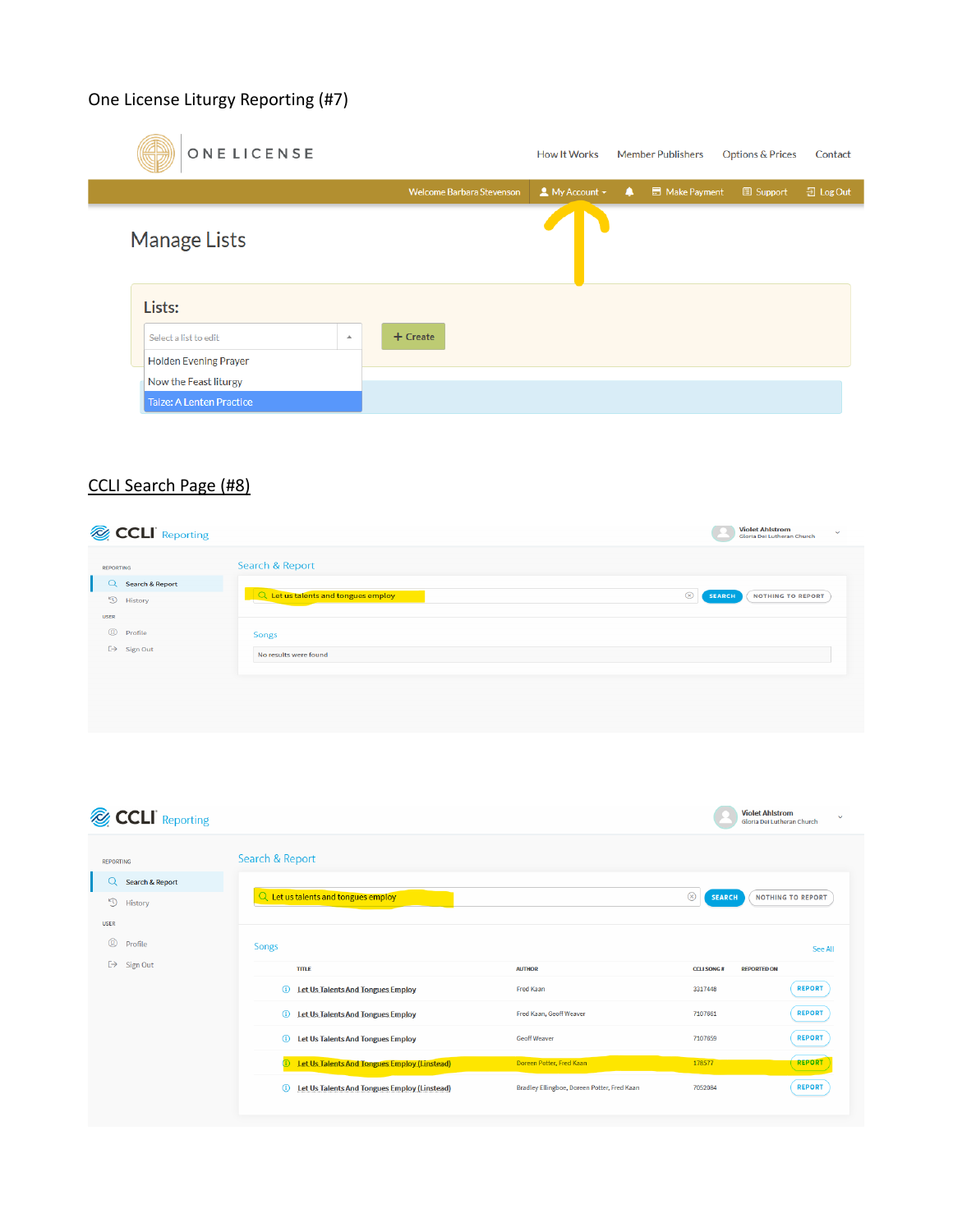One License Liturgy Reporting (#7)

ONE LICENSE

How It Works | Member Publishers | Options & Prices | Contact

Welcome Barbara Stevenson | My Account | Make Payment | Support | Log Out

Manage Lists

Lists:

Select a list to edit

+ Create

Holden Evening Prayer

Now the Feast liturgy

Taize: A Lenten Practice

CCLI Search Page (#8)

CCLI Reporting

Violet Ahlstrom
Gloria Dei Lutheran Church

REPORTING

Search & Report

History

USER

Profile

Sign Out

Search & Report

Let us talents and tongues employ

SEARCH | NOTHING TO REPORT

Songs

No results were found

CCLI Reporting

Violet Ahlstrom
Gloria Dei Lutheran Church

REPORTING

Search & Report

History

USER

Profile

Sign Out

Search & Report

Let us talents and tongues employ

SEARCH | NOTHING TO REPORT

Songs

See All

| TITLE | AUTHOR | CCLI SONG # | REPORTED ON | |
|---|---|---|---|---|
| Let Us Talents And Tongues Employ | Fred Kaan | 3317448 | | REPORT |
| Let Us Talents And Tongues Employ | Fred Kaan, Geoff Weaver | 7107861 | | REPORT |
| Let Us Talents And Tongues Employ | Geoff Weaver | 7107859 | | REPORT |
| Let Us Talents And Tongues Employ (Linstead) | Doreen Potter, Fred Kaan | 178577 | | REPORT |
| Let Us Talents And Tongues Employ (Linstead) | Bradley Ellingboe, Doreen Potter, Fred Kaan | 7052084 | | REPORT |